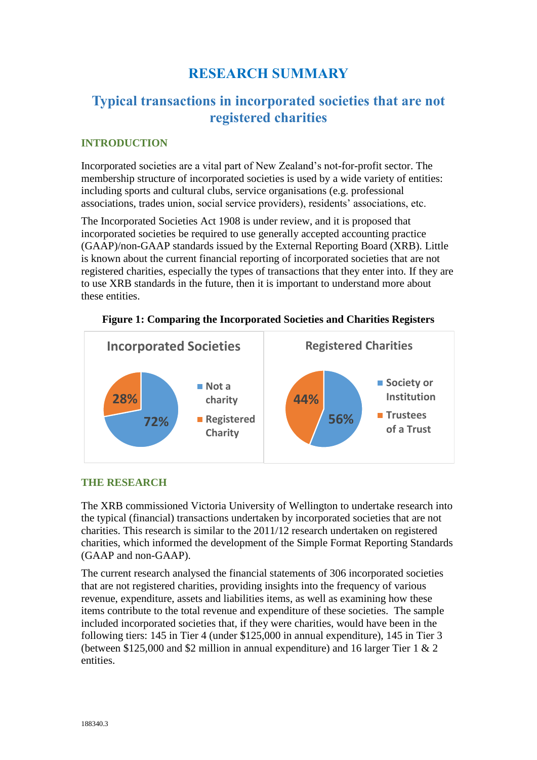# RESEARCH SUMMARY

## Typical transactions in incorporated societies that are not registered charities

### INTRODUCTION

Incorporated societies are a vital part of New Zealand's not-for-profit sector. The membership structure of incorporated societies is used by a wide variety of entities: including sports and cultural clubs, service organisations (e.g. professional associations, trades union, social service providers), residents' associations, etc.

The Incorporated Societies Act 1908 is under review, and it is proposed that incorporated societies be required to use generally accepted accounting practice (GAAP)/non-GAAP standards issued by the External Reporting Board (XRB). Little is known about the current financial reporting of incorporated societies that are not registered charities, especially the types of transactions that they enter into. If they are to use XRB standards in the future, then it is important to understand more about these entities.

**Figure 1: Comparing the Incorporated Societies and Charities Registers**

| Incorporated Societies | |
|---|---|
| Not a charity | 72% |
| Registered Charity | 28% |

| Registered Charities | |
|---|---|
| Society or Institution | 56% |
| Trustees of a Trust | 44% |

### THE RESEARCH

The XRB commissioned Victoria University of Wellington to undertake research into the typical (financial) transactions undertaken by incorporated societies that are not charities. This research is similar to the 2011/12 research undertaken on registered charities, which informed the development of the Simple Format Reporting Standards (GAAP and non-GAAP).

The current research analysed the financial statements of 306 incorporated societies that are not registered charities, providing insights into the frequency of various revenue, expenditure, assets and liabilities items, as well as examining how these items contribute to the total revenue and expenditure of these societies. The sample included incorporated societies that, if they were charities, would have been in the following tiers: 145 in Tier 4 (under $125,000 in annual expenditure), 145 in Tier 3 (between $125,000 and $2 million in annual expenditure) and 16 larger Tier 1 & 2 entities.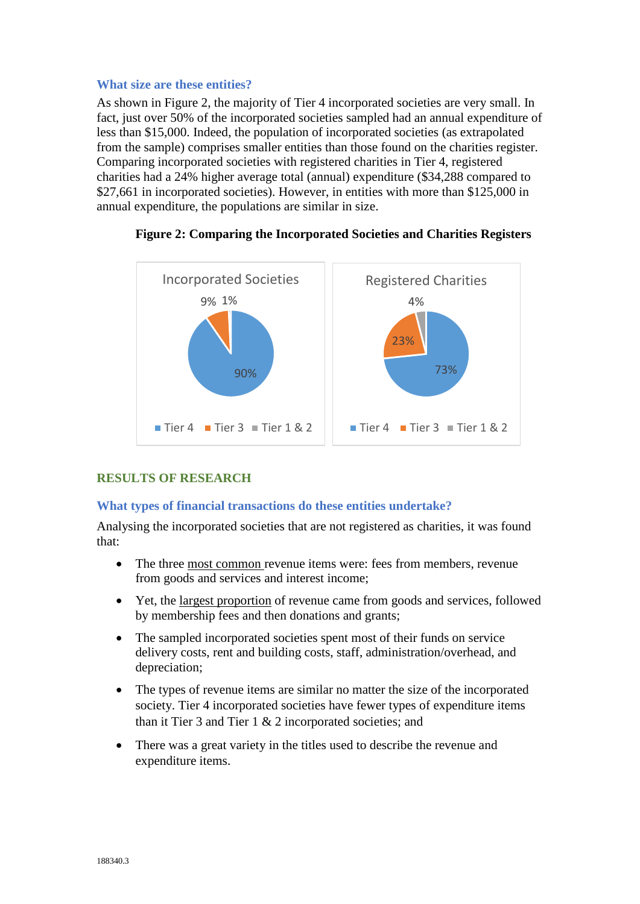### What size are these entities?

As shown in Figure 2, the majority of Tier 4 incorporated societies are very small. In fact, just over 50% of the incorporated societies sampled had an annual expenditure of less than $15,000. Indeed, the population of incorporated societies (as extrapolated from the sample) comprises smaller entities than those found on the charities register. Comparing incorporated societies with registered charities in Tier 4, registered charities had a 24% higher average total (annual) expenditure ($34,288 compared to $27,661 in incorporated societies). However, in entities with more than $125,000 in annual expenditure, the populations are similar in size.

**Figure 2: Comparing the Incorporated Societies and Charities Registers**

| | Incorporated Societies | Registered Charities |
|---|---|---|
| Tier 4 | 90% | 73% |
| Tier 3 | 9% | 23% |
| Tier 1 & 2 | 1% | 4% |

## RESULTS OF RESEARCH

### What types of financial transactions do these entities undertake?

Analysing the incorporated societies that are not registered as charities, it was found that:

- The three most common revenue items were: fees from members, revenue from goods and services and interest income;
- Yet, the largest proportion of revenue came from goods and services, followed by membership fees and then donations and grants;
- The sampled incorporated societies spent most of their funds on service delivery costs, rent and building costs, staff, administration/overhead, and depreciation;
- The types of revenue items are similar no matter the size of the incorporated society. Tier 4 incorporated societies have fewer types of expenditure items than it Tier 3 and Tier 1 & 2 incorporated societies; and
- There was a great variety in the titles used to describe the revenue and expenditure items.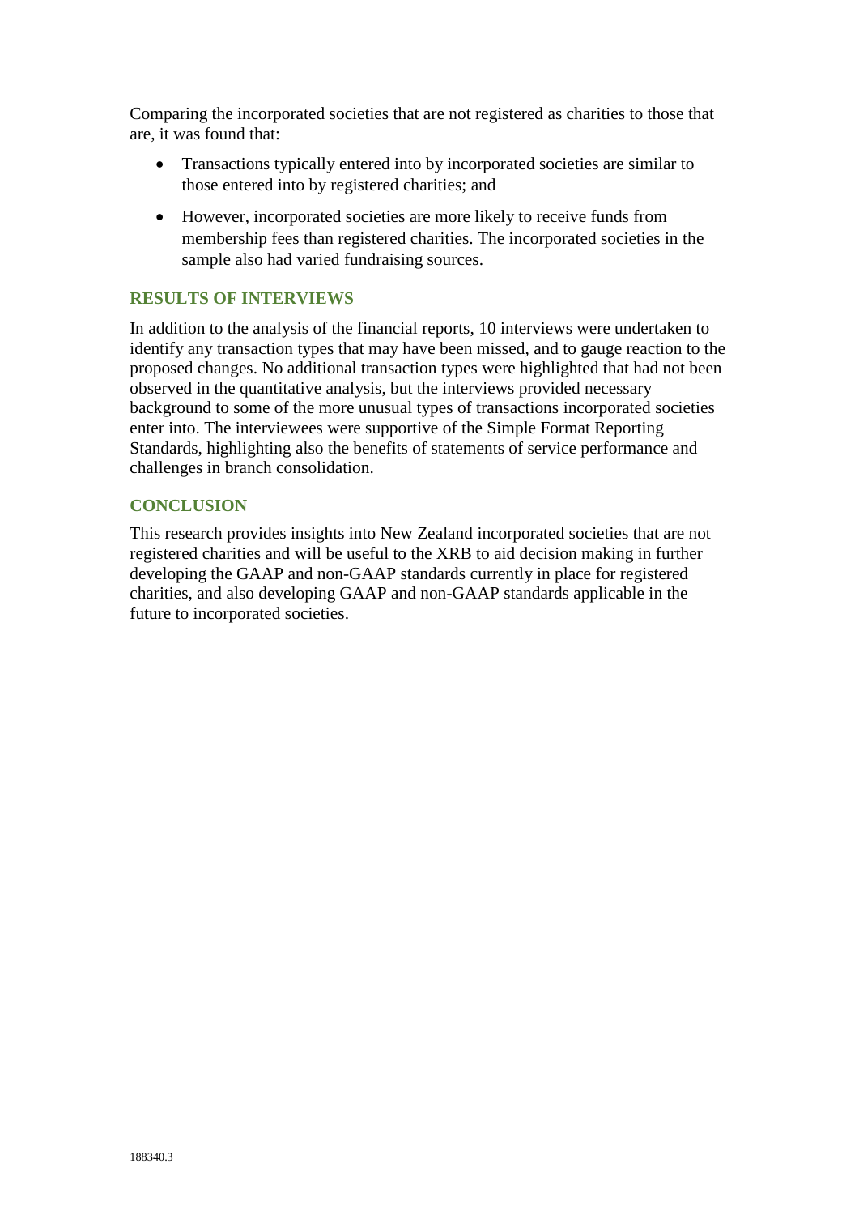Comparing the incorporated societies that are not registered as charities to those that are, it was found that:

- Transactions typically entered into by incorporated societies are similar to those entered into by registered charities; and
- However, incorporated societies are more likely to receive funds from membership fees than registered charities. The incorporated societies in the sample also had varied fundraising sources.

## RESULTS OF INTERVIEWS

In addition to the analysis of the financial reports, 10 interviews were undertaken to identify any transaction types that may have been missed, and to gauge reaction to the proposed changes. No additional transaction types were highlighted that had not been observed in the quantitative analysis, but the interviews provided necessary background to some of the more unusual types of transactions incorporated societies enter into. The interviewees were supportive of the Simple Format Reporting Standards, highlighting also the benefits of statements of service performance and challenges in branch consolidation.

## CONCLUSION

This research provides insights into New Zealand incorporated societies that are not registered charities and will be useful to the XRB to aid decision making in further developing the GAAP and non-GAAP standards currently in place for registered charities, and also developing GAAP and non-GAAP standards applicable in the future to incorporated societies.